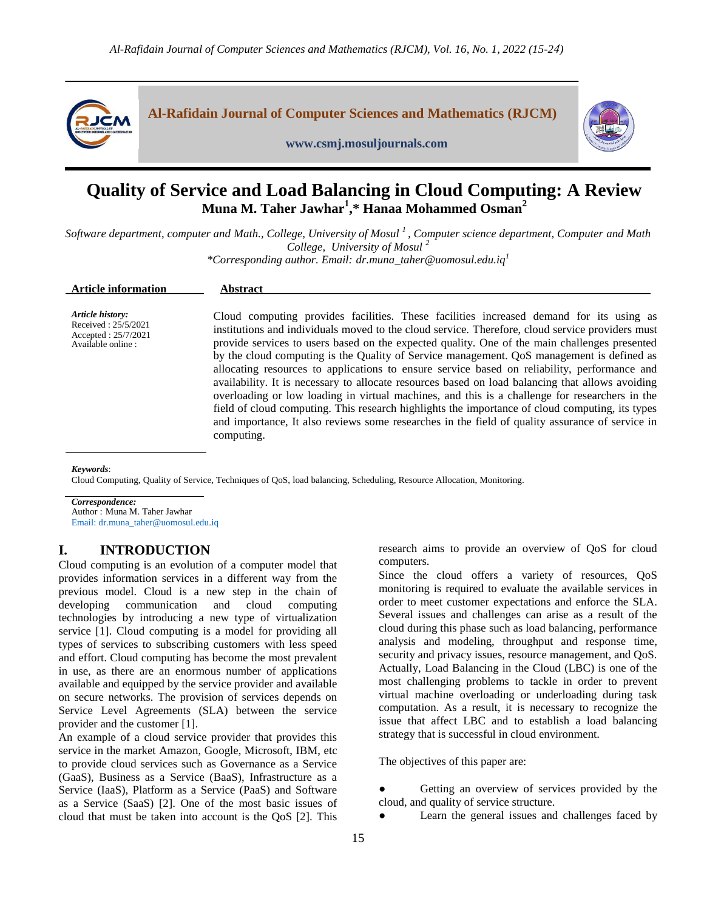# Quality of Service and Load Balancing in Cloud Computing: A Review

**Muna M. Taher Jawhar[1],\* Hanaa Mohammed Osman[2]**

*Software department, computer and Math., College, University of Mosul [1], Computer science department, Computer and Math College, University of Mosul [2]*

*\*Corresponding author. Email: dr.muna_taher@uomosul.edu.iq[1]*

**Article information**

*Article history:*
Received : 25/5/2021
Accepted : 25/7/2021
Available online :

**Abstract**

Cloud computing provides facilities. These facilities increased demand for its using as institutions and individuals moved to the cloud service. Therefore, cloud service providers must provide services to users based on the expected quality. One of the main challenges presented by the cloud computing is the Quality of Service management. QoS management is defined as allocating resources to applications to ensure service based on reliability, performance and availability. It is necessary to allocate resources based on load balancing that allows avoiding overloading or low loading in virtual machines, and this is a challenge for researchers in the field of cloud computing. This research highlights the importance of cloud computing, its types and importance, It also reviews some researches in the field of quality assurance of service in computing.

*Keywords*:
Cloud Computing, Quality of Service, Techniques of QoS, load balancing, Scheduling, Resource Allocation, Monitoring.

*Correspondence:*
Author : Muna M. Taher Jawhar
Email: dr.muna_taher@uomosul.edu.iq

## I. INTRODUCTION

Cloud computing is an evolution of a computer model that provides information services in a different way from the previous model. Cloud is a new step in the chain of developing communication and cloud computing technologies by introducing a new type of virtualization service [1]. Cloud computing is a model for providing all types of services to subscribing customers with less speed and effort. Cloud computing has become the most prevalent in use, as there are an enormous number of applications available and equipped by the service provider and available on secure networks. The provision of services depends on Service Level Agreements (SLA) between the service provider and the customer [1].

An example of a cloud service provider that provides this service in the market Amazon, Google, Microsoft, IBM, etc to provide cloud services such as Governance as a Service (GaaS), Business as a Service (BaaS), Infrastructure as a Service (IaaS), Platform as a Service (PaaS) and Software as a Service (SaaS) [2]. One of the most basic issues of cloud that must be taken into account is the QoS [2]. This research aims to provide an overview of QoS for cloud computers.

Since the cloud offers a variety of resources, QoS monitoring is required to evaluate the available services in order to meet customer expectations and enforce the SLA. Several issues and challenges can arise as a result of the cloud during this phase such as load balancing, performance analysis and modeling, throughput and response time, security and privacy issues, resource management, and QoS. Actually, Load Balancing in the Cloud (LBC) is one of the most challenging problems to tackle in order to prevent virtual machine overloading or underloading during task computation. As a result, it is necessary to recognize the issue that affect LBC and to establish a load balancing strategy that is successful in cloud environment.

The objectives of this paper are:

- Getting an overview of services provided by the cloud, and quality of service structure.
- Learn the general issues and challenges faced by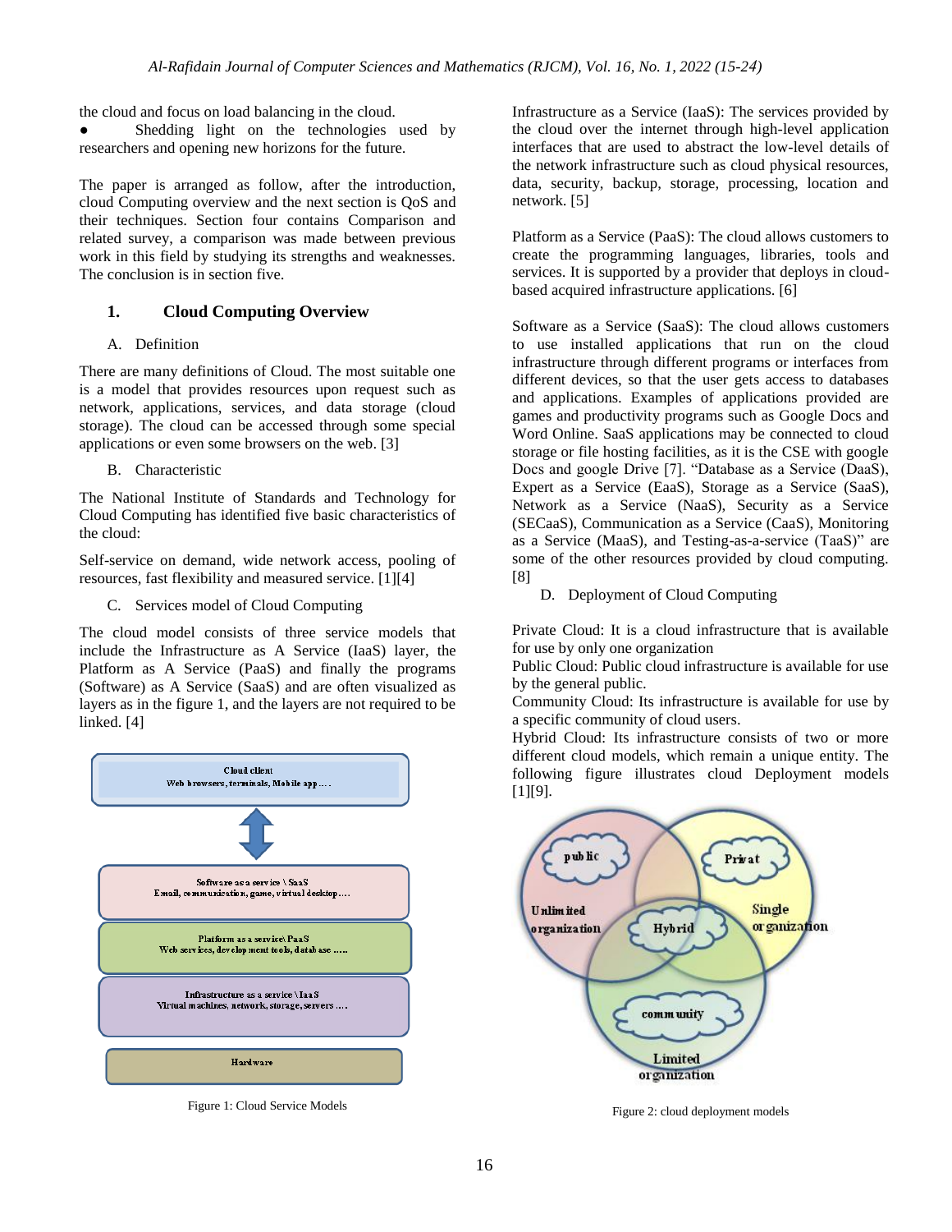the cloud and focus on load balancing in the cloud.

- Shedding light on the technologies used by researchers and opening new horizons for the future.

The paper is arranged as follow, after the introduction, cloud Computing overview and the next section is QoS and their techniques. Section four contains Comparison and related survey, a comparison was made between previous work in this field by studying its strengths and weaknesses. The conclusion is in section five.

## 1. Cloud Computing Overview

### A. Definition

There are many definitions of Cloud. The most suitable one is a model that provides resources upon request such as network, applications, services, and data storage (cloud storage). The cloud can be accessed through some special applications or even some browsers on the web. [3]

### B. Characteristic

The National Institute of Standards and Technology for Cloud Computing has identified five basic characteristics of the cloud:

Self-service on demand, wide network access, pooling of resources, fast flexibility and measured service. [1][4]

### C. Services model of Cloud Computing

The cloud model consists of three service models that include the Infrastructure as A Service (IaaS) layer, the Platform as A Service (PaaS) and finally the programs (Software) as A Service (SaaS) and are often visualized as layers as in the figure 1, and the layers are not required to be linked. [4]

Cloud client
Web browsers, terminals, Mobile app ….

Software as a service \ SaaS
Email, communication, game, virtual desktop….

Platform as a service\ PaaS
Web services, development tools, database …..

Infrastructure as a service \ IaaS
Virtual machines, network, storage, servers ….

Hardware

Figure 1: Cloud Service Models

Infrastructure as a Service (IaaS): The services provided by the cloud over the internet through high-level application interfaces that are used to abstract the low-level details of the network infrastructure such as cloud physical resources, data, security, backup, storage, processing, location and network. [5]

Platform as a Service (PaaS): The cloud allows customers to create the programming languages, libraries, tools and services. It is supported by a provider that deploys in cloud-based acquired infrastructure applications. [6]

Software as a Service (SaaS): The cloud allows customers to use installed applications that run on the cloud infrastructure through different programs or interfaces from different devices, so that the user gets access to databases and applications. Examples of applications provided are games and productivity programs such as Google Docs and Word Online. SaaS applications may be connected to cloud storage or file hosting facilities, as it is the CSE with google Docs and google Drive [7]. "Database as a Service (DaaS), Expert as a Service (EaaS), Storage as a Service (SaaS), Network as a Service (NaaS), Security as a Service (SECaaS), Communication as a Service (CaaS), Monitoring as a Service (MaaS), and Testing-as-a-service (TaaS)" are some of the other resources provided by cloud computing. [8]

### D. Deployment of Cloud Computing

Private Cloud: It is a cloud infrastructure that is available for use by only one organization
Public Cloud: Public cloud infrastructure is available for use by the general public.
Community Cloud: Its infrastructure is available for use by a specific community of cloud users.
Hybrid Cloud: Its infrastructure consists of two or more different cloud models, which remain a unique entity. The following figure illustrates cloud Deployment models [1][9].

public — Unlimited organization
Privat — Single organization
Hybrid
community — Limited organization

Figure 2: cloud deployment models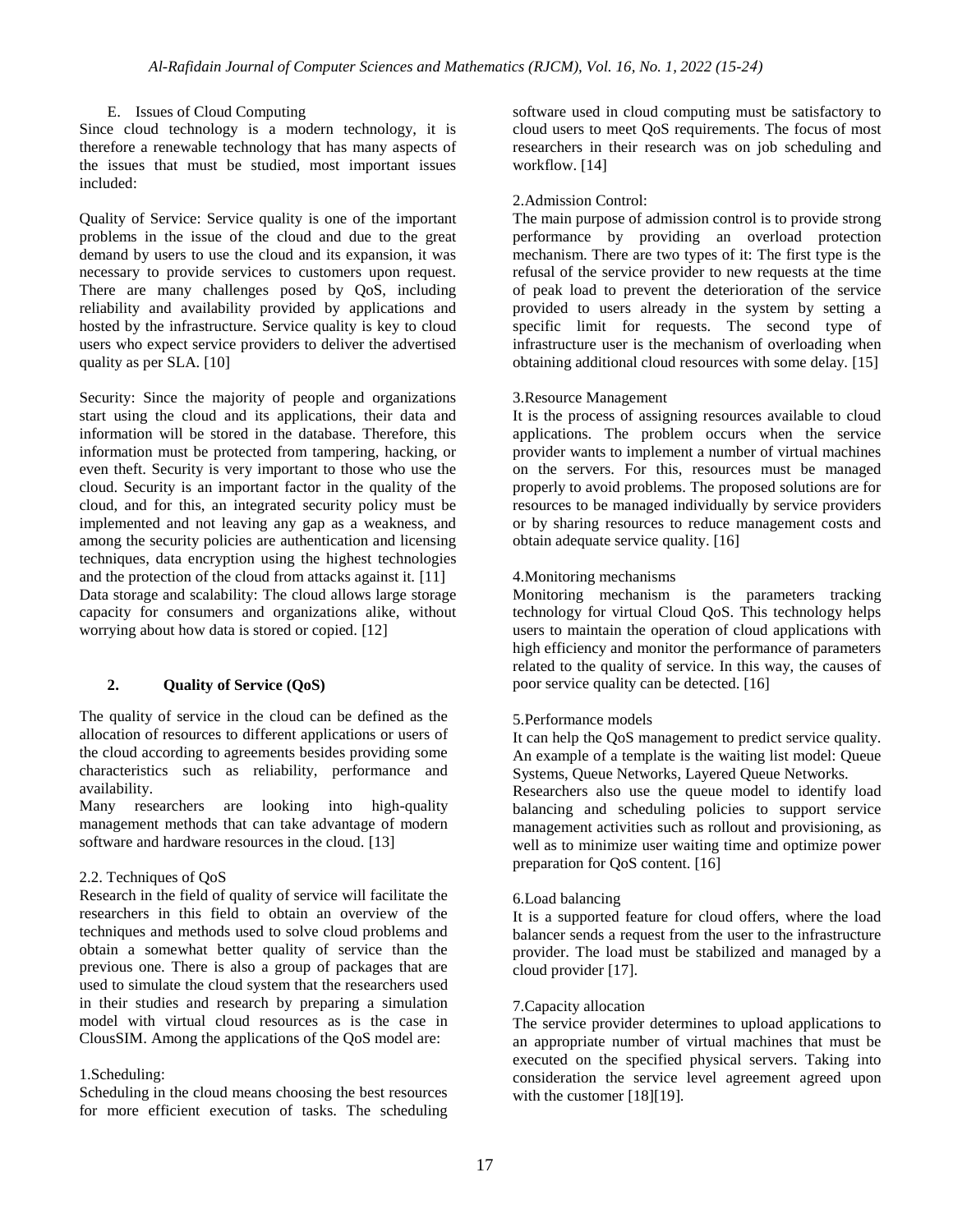### E. Issues of Cloud Computing

Since cloud technology is a modern technology, it is therefore a renewable technology that has many aspects of the issues that must be studied, most important issues included:

Quality of Service: Service quality is one of the important problems in the issue of the cloud and due to the great demand by users to use the cloud and its expansion, it was necessary to provide services to customers upon request. There are many challenges posed by QoS, including reliability and availability provided by applications and hosted by the infrastructure. Service quality is key to cloud users who expect service providers to deliver the advertised quality as per SLA. [10]

Security: Since the majority of people and organizations start using the cloud and its applications, their data and information will be stored in the database. Therefore, this information must be protected from tampering, hacking, or even theft. Security is very important to those who use the cloud. Security is an important factor in the quality of the cloud, and for this, an integrated security policy must be implemented and not leaving any gap as a weakness, and among the security policies are authentication and licensing techniques, data encryption using the highest technologies and the protection of the cloud from attacks against it. [11]
Data storage and scalability: The cloud allows large storage capacity for consumers and organizations alike, without worrying about how data is stored or copied. [12]

## 2. Quality of Service (QoS)

The quality of service in the cloud can be defined as the allocation of resources to different applications or users of the cloud according to agreements besides providing some characteristics such as reliability, performance and availability.
Many researchers are looking into high-quality management methods that can take advantage of modern software and hardware resources in the cloud. [13]

### 2.2. Techniques of QoS

Research in the field of quality of service will facilitate the researchers in this field to obtain an overview of the techniques and methods used to solve cloud problems and obtain a somewhat better quality of service than the previous one. There is also a group of packages that are used to simulate the cloud system that the researchers used in their studies and research by preparing a simulation model with virtual cloud resources as is the case in ClousSIM. Among the applications of the QoS model are:

1.Scheduling:
Scheduling in the cloud means choosing the best resources for more efficient execution of tasks. The scheduling software used in cloud computing must be satisfactory to cloud users to meet QoS requirements. The focus of most researchers in their research was on job scheduling and workflow. [14]

2.Admission Control:
The main purpose of admission control is to provide strong performance by providing an overload protection mechanism. There are two types of it: The first type is the refusal of the service provider to new requests at the time of peak load to prevent the deterioration of the service provided to users already in the system by setting a specific limit for requests. The second type of infrastructure user is the mechanism of overloading when obtaining additional cloud resources with some delay. [15]

3.Resource Management
It is the process of assigning resources available to cloud applications. The problem occurs when the service provider wants to implement a number of virtual machines on the servers. For this, resources must be managed properly to avoid problems. The proposed solutions are for resources to be managed individually by service providers or by sharing resources to reduce management costs and obtain adequate service quality. [16]

4.Monitoring mechanisms
Monitoring mechanism is the parameters tracking technology for virtual Cloud QoS. This technology helps users to maintain the operation of cloud applications with high efficiency and monitor the performance of parameters related to the quality of service. In this way, the causes of poor service quality can be detected. [16]

5.Performance models
It can help the QoS management to predict service quality. An example of a template is the waiting list model: Queue Systems, Queue Networks, Layered Queue Networks.
Researchers also use the queue model to identify load balancing and scheduling policies to support service management activities such as rollout and provisioning, as well as to minimize user waiting time and optimize power preparation for QoS content. [16]

6.Load balancing
It is a supported feature for cloud offers, where the load balancer sends a request from the user to the infrastructure provider. The load must be stabilized and managed by a cloud provider [17].

7.Capacity allocation
The service provider determines to upload applications to an appropriate number of virtual machines that must be executed on the specified physical servers. Taking into consideration the service level agreement agreed upon with the customer [18][19].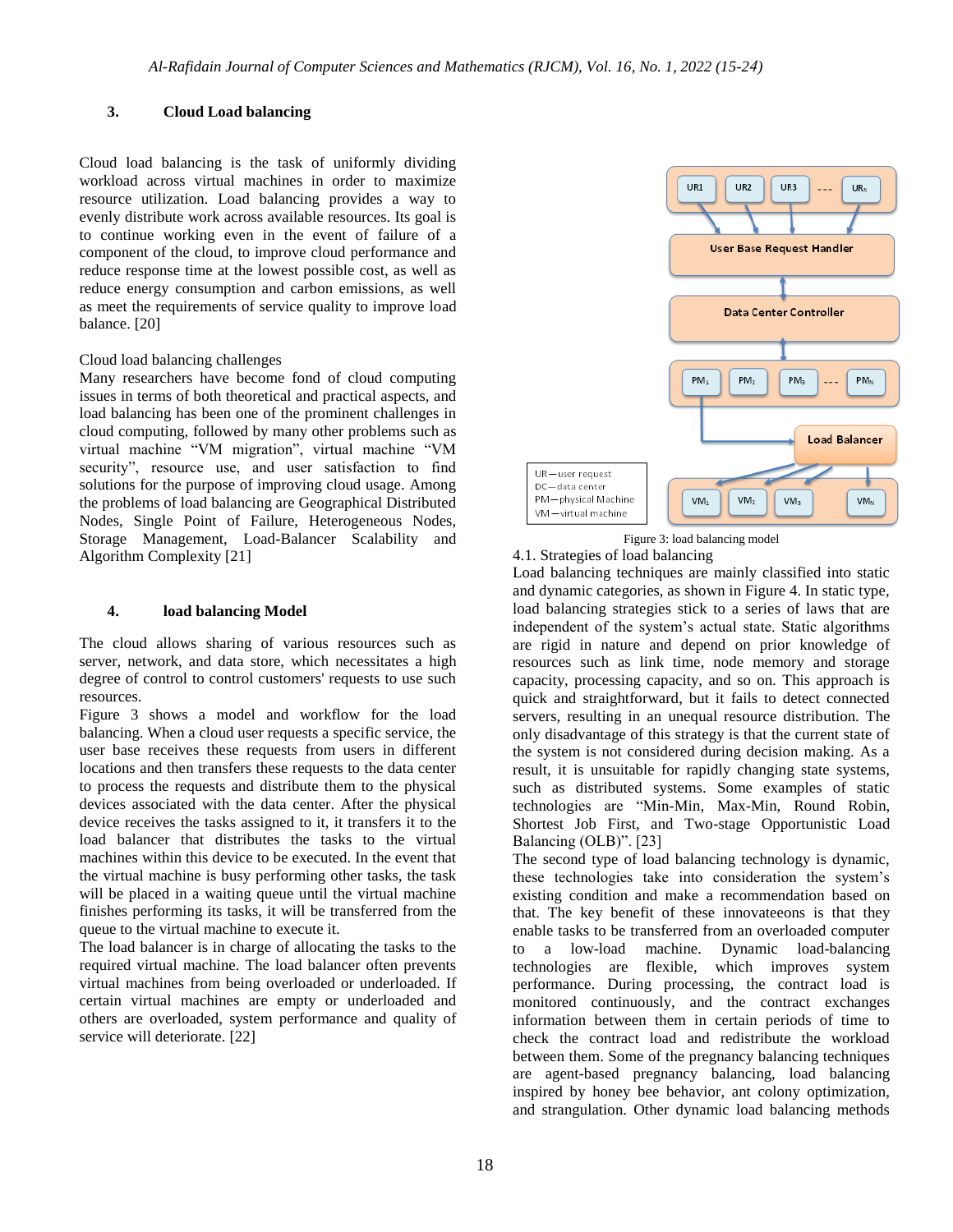### 3. Cloud Load balancing

Cloud load balancing is the task of uniformly dividing workload across virtual machines in order to maximize resource utilization. Load balancing provides a way to evenly distribute work across available resources. Its goal is to continue working even in the event of failure of a component of the cloud, to improve cloud performance and reduce response time at the lowest possible cost, as well as reduce energy consumption and carbon emissions, as well as meet the requirements of service quality to improve load balance. [20]

Cloud load balancing challenges

Many researchers have become fond of cloud computing issues in terms of both theoretical and practical aspects, and load balancing has been one of the prominent challenges in cloud computing, followed by many other problems such as virtual machine “VM migration”, virtual machine “VM security”, resource use, and user satisfaction to find solutions for the purpose of improving cloud usage. Among the problems of load balancing are Geographical Distributed Nodes, Single Point of Failure, Heterogeneous Nodes, Storage Management, Load-Balancer Scalability and Algorithm Complexity [21]

### 4. load balancing Model

The cloud allows sharing of various resources such as server, network, and data store, which necessitates a high degree of control to control customers' requests to use such resources.

Figure 3 shows a model and workflow for the load balancing. When a cloud user requests a specific service, the user base receives these requests from users in different locations and then transfers these requests to the data center to process the requests and distribute them to the physical devices associated with the data center. After the physical device receives the tasks assigned to it, it transfers it to the load balancer that distributes the tasks to the virtual machines within this device to be executed. In the event that the virtual machine is busy performing other tasks, the task will be placed in a waiting queue until the virtual machine finishes performing its tasks, it will be transferred from the queue to the virtual machine to execute it.

The load balancer is in charge of allocating the tasks to the required virtual machine. The load balancer often prevents virtual machines from being overloaded or underloaded. If certain virtual machines are empty or underloaded and others are overloaded, system performance and quality of service will deteriorate. [22]

UR—user request
DC—data center
PM—physical Machine
VM—virtual machine

Figure 3: load balancing model

4.1. Strategies of load balancing

Load balancing techniques are mainly classified into static and dynamic categories, as shown in Figure 4. In static type, load balancing strategies stick to a series of laws that are independent of the system’s actual state. Static algorithms are rigid in nature and depend on prior knowledge of resources such as link time, node memory and storage capacity, processing capacity, and so on. This approach is quick and straightforward, but it fails to detect connected servers, resulting in an unequal resource distribution. The only disadvantage of this strategy is that the current state of the system is not considered during decision making. As a result, it is unsuitable for rapidly changing state systems, such as distributed systems. Some examples of static technologies are “Min-Min, Max-Min, Round Robin, Shortest Job First, and Two-stage Opportunistic Load Balancing (OLB)”. [23]

The second type of load balancing technology is dynamic, these technologies take into consideration the system’s existing condition and make a recommendation based on that. The key benefit of these innovateeons is that they enable tasks to be transferred from an overloaded computer to a low-load machine. Dynamic load-balancing technologies are flexible, which improves system performance. During processing, the contract load is monitored continuously, and the contract exchanges information between them in certain periods of time to check the contract load and redistribute the workload between them. Some of the pregnancy balancing techniques are agent-based pregnancy balancing, load balancing inspired by honey bee behavior, ant colony optimization, and strangulation. Other dynamic load balancing methods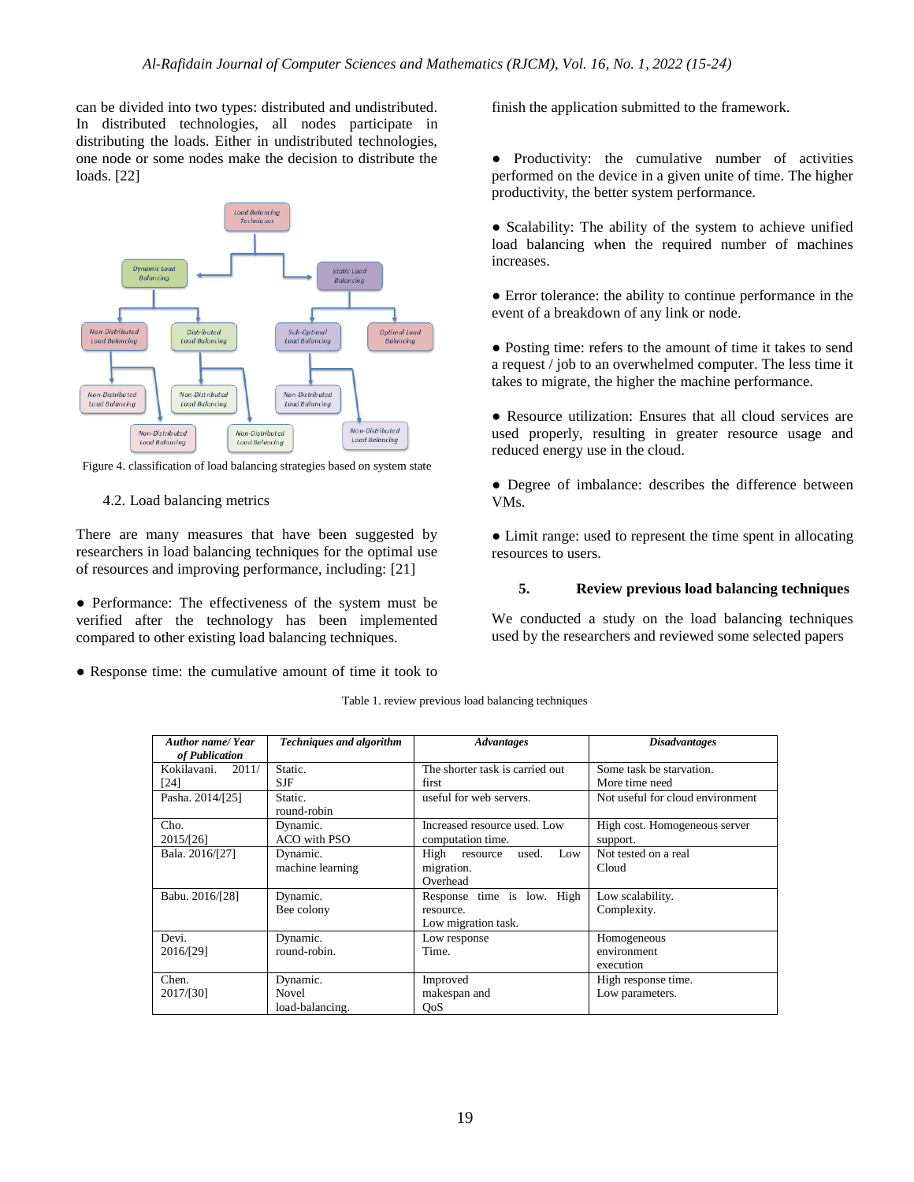can be divided into two types: distributed and undistributed. In distributed technologies, all nodes participate in distributing the loads. Either in undistributed technologies, one node or some nodes make the decision to distribute the loads. [22]

Figure 4. classification of load balancing strategies based on system state

### 4.2. Load balancing metrics

There are many measures that have been suggested by researchers in load balancing techniques for the optimal use of resources and improving performance, including: [21]

- Performance: The effectiveness of the system must be verified after the technology has been implemented compared to other existing load balancing techniques.
- Response time: the cumulative amount of time it took to finish the application submitted to the framework.
- Productivity: the cumulative number of activities performed on the device in a given unite of time. The higher productivity, the better system performance.
- Scalability: The ability of the system to achieve unified load balancing when the required number of machines increases.
- Error tolerance: the ability to continue performance in the event of a breakdown of any link or node.
- Posting time: refers to the amount of time it takes to send a request / job to an overwhelmed computer. The less time it takes to migrate, the higher the machine performance.
- Resource utilization: Ensures that all cloud services are used properly, resulting in greater resource usage and reduced energy use in the cloud.
- Degree of imbalance: describes the difference between VMs.
- Limit range: used to represent the time spent in allocating resources to users.

## 5. Review previous load balancing techniques

We conducted a study on the load balancing techniques used by the researchers and reviewed some selected papers

Table 1. review previous load balancing techniques

| ***Author name/ Year of Publication*** | ***Techniques and algorithm*** | ***Advantages*** | ***Disadvantages*** |
|---|---|---|---|
| Kokilavani. 2011/ [24] | Static. SJF | The shorter task is carried out first | Some task be starvation. More time need |
| Pasha. 2014/[25] | Static. round-robin | useful for web servers. | Not useful for cloud environment |
| Cho. 2015/[26] | Dynamic. ACO with PSO | Increased resource used. Low computation time. | High cost. Homogeneous server support. |
| Bala. 2016/[27] | Dynamic. machine learning | High resource used. Low migration. Overhead | Not tested on a real Cloud |
| Babu. 2016/[28] | Dynamic. Bee colony | Response time is low. High resource. Low migration task. | Low scalability. Complexity. |
| Devi. 2016/[29] | Dynamic. round-robin. | Low response Time. | Homogeneous environment execution |
| Chen. 2017/[30] | Dynamic. Novel load-balancing. | Improved makespan and QoS | High response time. Low parameters. |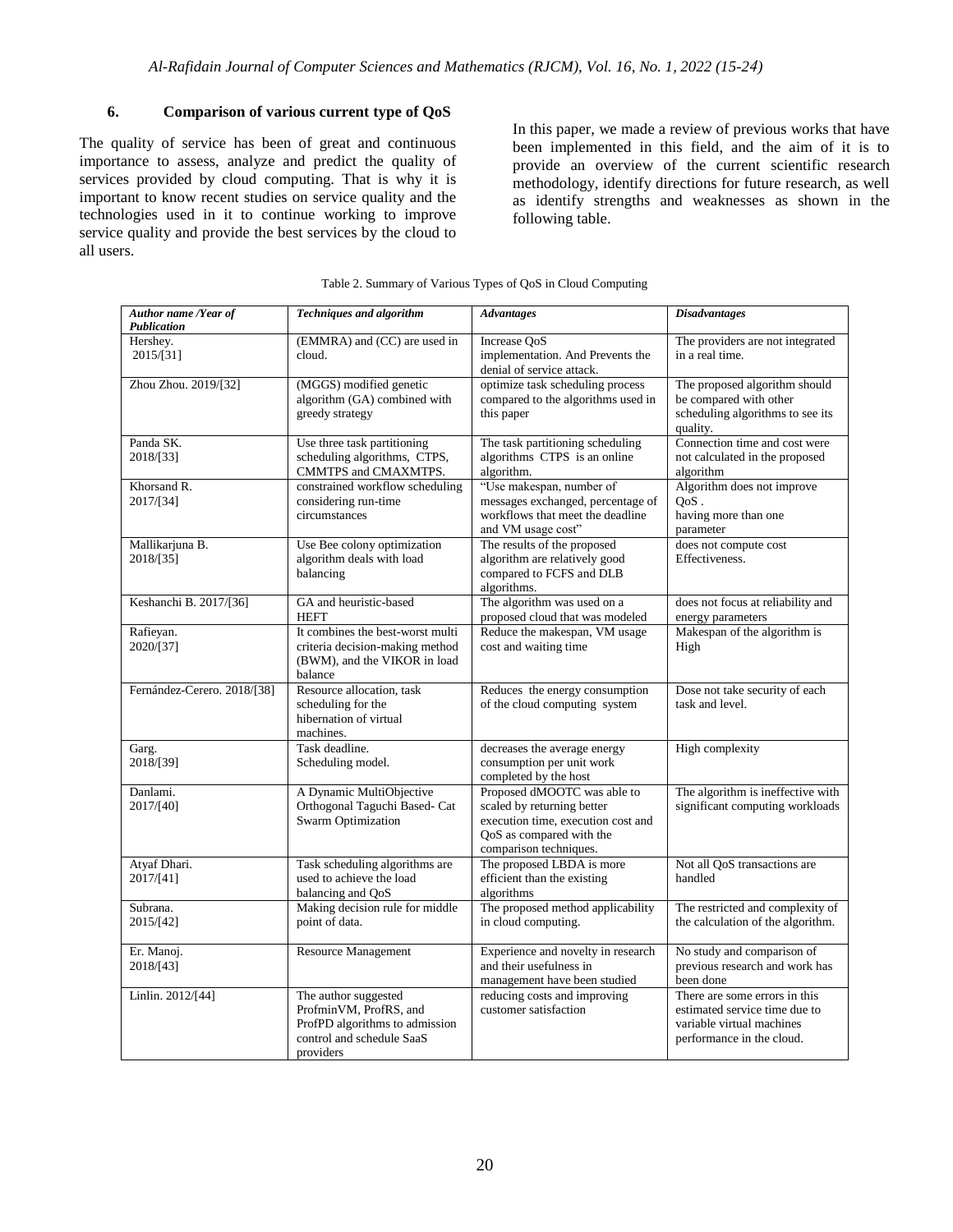## 6. Comparison of various current type of QoS

The quality of service has been of great and continuous importance to assess, analyze and predict the quality of services provided by cloud computing. That is why it is important to know recent studies on service quality and the technologies used in it to continue working to improve service quality and provide the best services by the cloud to all users.

In this paper, we made a review of previous works that have been implemented in this field, and the aim of it is to provide an overview of the current scientific research methodology, identify directions for future research, as well as identify strengths and weaknesses as shown in the following table.

Table 2. Summary of Various Types of QoS in Cloud Computing

| *Author name /Year of Publication* | *Techniques and algorithm* | *Advantages* | *Disadvantages* |
|---|---|---|---|
| Hershey. 2015/[31] | (EMMRA) and (CC) are used in cloud. | Increase QoS implementation. And Prevents the denial of service attack. | The providers are not integrated in a real time. |
| Zhou Zhou. 2019/[32] | (MGGS) modified genetic algorithm (GA) combined with greedy strategy | optimize task scheduling process compared to the algorithms used in this paper | The proposed algorithm should be compared with other scheduling algorithms to see its quality. |
| Panda SK. 2018/[33] | Use three task partitioning scheduling algorithms, CTPS, CMMTPS and CMAXMTPS. | The task partitioning scheduling algorithms CTPS is an online algorithm. | Connection time and cost were not calculated in the proposed algorithm |
| Khorsand R. 2017/[34] | constrained workflow scheduling considering run-time circumstances | "Use makespan, number of messages exchanged, percentage of workflows that meet the deadline and VM usage cost" | Algorithm does not improve QoS . having more than one parameter |
| Mallikarjuna B. 2018/[35] | Use Bee colony optimization algorithm deals with load balancing | The results of the proposed algorithm are relatively good compared to FCFS and DLB algorithms. | does not compute cost Effectiveness. |
| Keshanchi B. 2017/[36] | GA and heuristic-based HEFT | The algorithm was used on a proposed cloud that was modeled | does not focus at reliability and energy parameters |
| Rafieyan. 2020/[37] | It combines the best-worst multi criteria decision-making method (BWM), and the VIKOR in load balance | Reduce the makespan, VM usage cost and waiting time | Makespan of the algorithm is High |
| Fernández-Cerero. 2018/[38] | Resource allocation, task scheduling for the hibernation of virtual machines. | Reduces the energy consumption of the cloud computing system | Dose not take security of each task and level. |
| Garg. 2018/[39] | Task deadline. Scheduling model. | decreases the average energy consumption per unit work completed by the host | High complexity |
| Danlami. 2017/[40] | A Dynamic MultiObjective Orthogonal Taguchi Based- Cat Swarm Optimization | Proposed dMOOTC was able to scaled by returning better execution time, execution cost and QoS as compared with the comparison techniques. | The algorithm is ineffective with significant computing workloads |
| Atyaf Dhari. 2017/[41] | Task scheduling algorithms are used to achieve the load balancing and QoS | The proposed LBDA is more efficient than the existing algorithms | Not all QoS transactions are handled |
| Subrana. 2015/[42] | Making decision rule for middle point of data. | The proposed method applicability in cloud computing. | The restricted and complexity of the calculation of the algorithm. |
| Er. Manoj. 2018/[43] | Resource Management | Experience and novelty in research and their usefulness in management have been studied | No study and comparison of previous research and work has been done |
| Linlin. 2012/[44] | The author suggested ProfminVM, ProfRS, and ProfPD algorithms to admission control and schedule SaaS providers | reducing costs and improving customer satisfaction | There are some errors in this estimated service time due to variable virtual machines performance in the cloud. |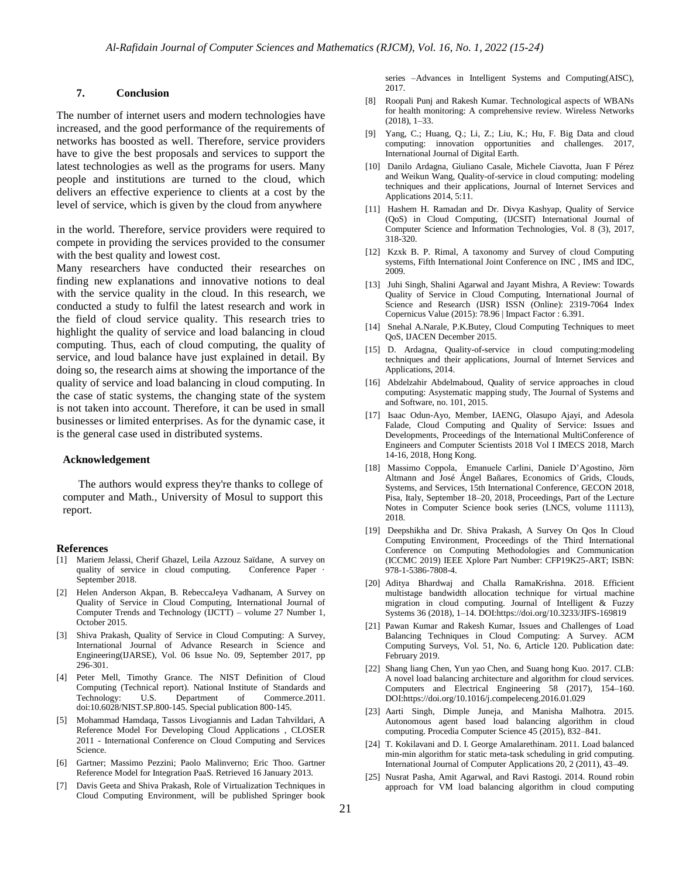## 7. Conclusion

The number of internet users and modern technologies have increased, and the good performance of the requirements of networks has boosted as well. Therefore, service providers have to give the best proposals and services to support the latest technologies as well as the programs for users. Many people and institutions are turned to the cloud, which delivers an effective experience to clients at a cost by the level of service, which is given by the cloud from anywhere in the world. Therefore, service providers were required to compete in providing the services provided to the consumer with the best quality and lowest cost.

Many researchers have conducted their researches on finding new explanations and innovative notions to deal with the service quality in the cloud. In this research, we conducted a study to fulfil the latest research and work in the field of cloud service quality. This research tries to highlight the quality of service and load balancing in cloud computing. Thus, each of cloud computing, the quality of service, and loud balance have just explained in detail. By doing so, the research aims at showing the importance of the quality of service and load balancing in cloud computing. In the case of static systems, the changing state of the system is not taken into account. Therefore, it can be used in small businesses or limited enterprises. As for the dynamic case, it is the general case used in distributed systems.

### Acknowledgement

The authors would express they're thanks to college of computer and Math., University of Mosul to support this report.

### References

[1] Mariem Jelassi, Cherif Ghazel, Leila Azzouz Saïdane, A survey on quality of service in cloud computing. Conference Paper · September 2018.

[2] Helen Anderson Akpan, B. RebeccaJeya Vadhanam, A Survey on Quality of Service in Cloud Computing, International Journal of Computer Trends and Technology (IJCTT) – volume 27 Number 1, October 2015.

[3] Shiva Prakash, Quality of Service in Cloud Computing: A Survey, International Journal of Advance Research in Science and Engineering(IJARSE), Vol. 06 Issue No. 09, September 2017, pp 296-301.

[4] Peter Mell, Timothy Grance. The NIST Definition of Cloud Computing (Technical report). National Institute of Standards and Technology: U.S. Department of Commerce.2011. doi:10.6028/NIST.SP.800-145. Special publication 800-145.

[5] Mohammad Hamdaqa, Tassos Livogiannis and Ladan Tahvildari, A Reference Model For Developing Cloud Applications , CLOSER 2011 - International Conference on Cloud Computing and Services Science.

[6] Gartner; Massimo Pezzini; Paolo Malinverno; Eric Thoo. Gartner Reference Model for Integration PaaS. Retrieved 16 January 2013.

[7] Davis Geeta and Shiva Prakash, Role of Virtualization Techniques in Cloud Computing Environment, will be published Springer book series –Advances in Intelligent Systems and Computing(AISC), 2017.

[8] Roopali Punj and Rakesh Kumar. Technological aspects of WBANs for health monitoring: A comprehensive review. Wireless Networks (2018), 1–33.

[9] Yang, C.; Huang, Q.; Li, Z.; Liu, K.; Hu, F. Big Data and cloud computing: innovation opportunities and challenges. 2017, International Journal of Digital Earth.

[10] Danilo Ardagna, Giuliano Casale, Michele Ciavotta, Juan F Pérez and Weikun Wang, Quality-of-service in cloud computing: modeling techniques and their applications, Journal of Internet Services and Applications 2014, 5:11.

[11] Hashem H. Ramadan and Dr. Divya Kashyap, Quality of Service (QoS) in Cloud Computing, (IJCSIT) International Journal of Computer Science and Information Technologies, Vol. 8 (3), 2017, 318-320.

[12] Kzxk B. P. Rimal, A taxonomy and Survey of cloud Computing systems, Fifth International Joint Conference on INC , IMS and IDC, 2009.

[13] Juhi Singh, Shalini Agarwal and Jayant Mishra, A Review: Towards Quality of Service in Cloud Computing, International Journal of Science and Research (IJSR) ISSN (Online): 2319-7064 Index Copernicus Value (2015): 78.96 | Impact Factor : 6.391.

[14] Snehal A.Narale, P.K.Butey, Cloud Computing Techniques to meet QoS, IJACEN December 2015.

[15] D. Ardagna, Quality-of-service in cloud computing:modeling techniques and their applications, Journal of Internet Services and Applications, 2014.

[16] Abdelzahir Abdelmaboud, Quality of service approaches in cloud computing: Asystematic mapping study, The Journal of Systems and and Software, no. 101, 2015.

[17] Isaac Odun-Ayo, Member, IAENG, Olasupo Ajayi, and Adesola Falade, Cloud Computing and Quality of Service: Issues and Developments, Proceedings of the International MultiConference of Engineers and Computer Scientists 2018 Vol I IMECS 2018, March 14-16, 2018, Hong Kong.

[18] Massimo Coppola, Emanuele Carlini, Daniele D'Agostino, Jörn Altmann and José Ángel Bañares, Economics of Grids, Clouds, Systems, and Services, 15th International Conference, GECON 2018, Pisa, Italy, September 18–20, 2018, Proceedings, Part of the Lecture Notes in Computer Science book series (LNCS, volume 11113), 2018.

[19] Deepshikha and Dr. Shiva Prakash, A Survey On Qos In Cloud Computing Environment, Proceedings of the Third International Conference on Computing Methodologies and Communication (ICCMC 2019) IEEE Xplore Part Number: CFP19K25-ART; ISBN: 978-1-5386-7808-4.

[20] Aditya Bhardwaj and Challa RamaKrishna. 2018. Efficient multistage bandwidth allocation technique for virtual machine migration in cloud computing. Journal of Intelligent & Fuzzy Systems 36 (2018), 1–14. DOI:https://doi.org/10.3233/JIFS-169819

[21] Pawan Kumar and Rakesh Kumar, Issues and Challenges of Load Balancing Techniques in Cloud Computing: A Survey. ACM Computing Surveys, Vol. 51, No. 6, Article 120. Publication date: February 2019.

[22] Shang liang Chen, Yun yao Chen, and Suang hong Kuo. 2017. CLB: A novel load balancing architecture and algorithm for cloud services. Computers and Electrical Engineering 58 (2017), 154–160. DOI:https://doi.org/10.1016/j.compeleceng.2016.01.029

[23] Aarti Singh, Dimple Juneja, and Manisha Malhotra. 2015. Autonomous agent based load balancing algorithm in cloud computing. Procedia Computer Science 45 (2015), 832–841.

[24] T. Kokilavani and D. I. George Amalarethinam. 2011. Load balanced min-min algorithm for static meta-task scheduling in grid computing. International Journal of Computer Applications 20, 2 (2011), 43–49.

[25] Nusrat Pasha, Amit Agarwal, and Ravi Rastogi. 2014. Round robin approach for VM load balancing algorithm in cloud computing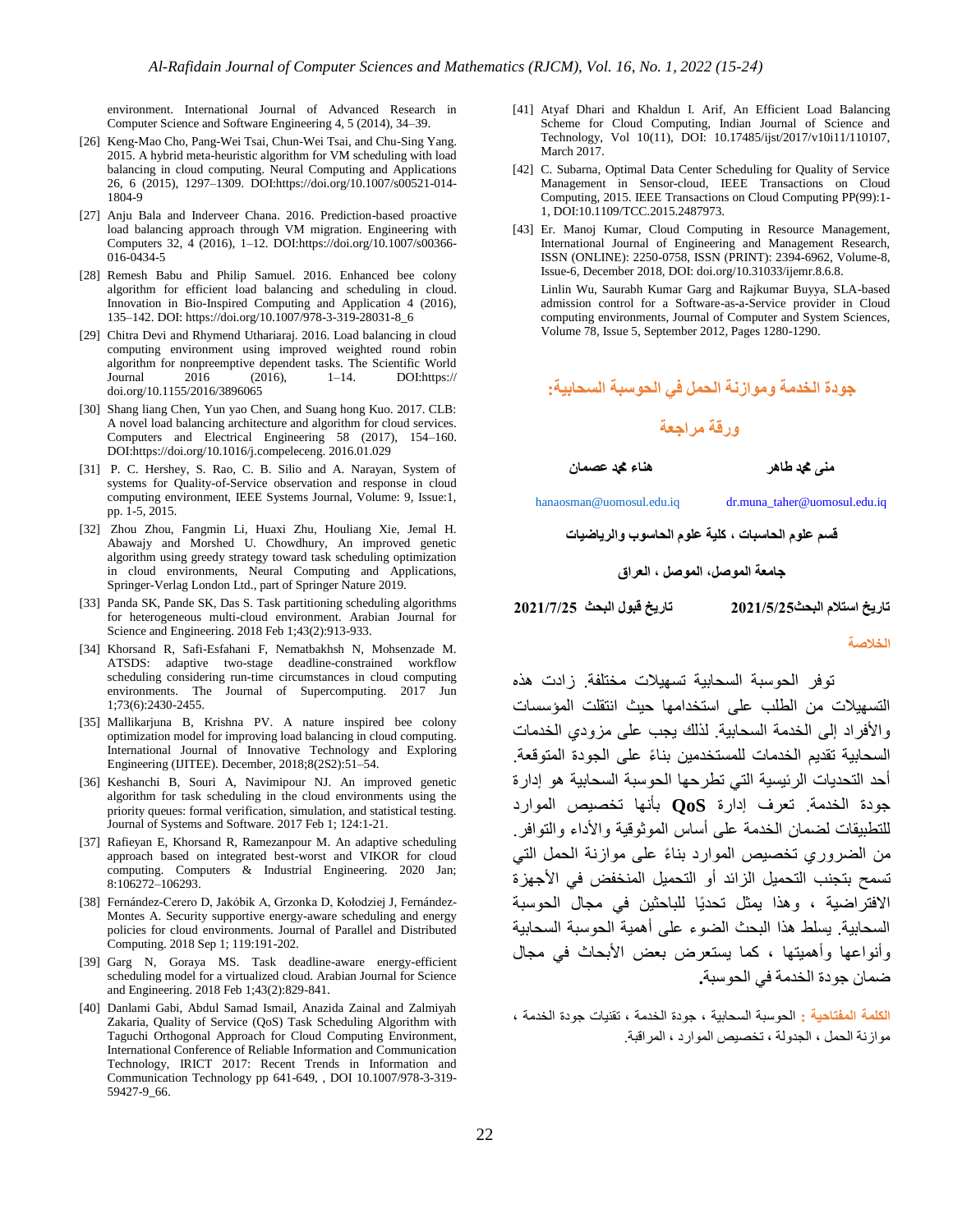environment. International Journal of Advanced Research in Computer Science and Software Engineering 4, 5 (2014), 34–39.

[26] Keng-Mao Cho, Pang-Wei Tsai, Chun-Wei Tsai, and Chu-Sing Yang. 2015. A hybrid meta-heuristic algorithm for VM scheduling with load balancing in cloud computing. Neural Computing and Applications 26, 6 (2015), 1297–1309. DOI:https://doi.org/10.1007/s00521-014-1804-9

[27] Anju Bala and Inderveer Chana. 2016. Prediction-based proactive load balancing approach through VM migration. Engineering with Computers 32, 4 (2016), 1–12. DOI:https://doi.org/10.1007/s00366-016-0434-5

[28] Remesh Babu and Philip Samuel. 2016. Enhanced bee colony algorithm for efficient load balancing and scheduling in cloud. Innovation in Bio-Inspired Computing and Application 4 (2016), 135–142. DOI: https://doi.org/10.1007/978-3-319-28031-8_6

[29] Chitra Devi and Rhymend Uthariaraj. 2016. Load balancing in cloud computing environment using improved weighted round robin algorithm for nonpreemptive dependent tasks. The Scientific World Journal 2016 (2016), 1–14. DOI:https:// doi.org/10.1155/2016/3896065

[30] Shang liang Chen, Yun yao Chen, and Suang hong Kuo. 2017. CLB: A novel load balancing architecture and algorithm for cloud services. Computers and Electrical Engineering 58 (2017), 154–160. DOI:https://doi.org/10.1016/j.compeleceng. 2016.01.029

[31] P. C. Hershey, S. Rao, C. B. Silio and A. Narayan, System of systems for Quality-of-Service observation and response in cloud computing environment, IEEE Systems Journal, Volume: 9, Issue:1, pp. 1-5, 2015.

[32] Zhou Zhou, Fangmin Li, Huaxi Zhu, Houliang Xie, Jemal H. Abawajy and Morshed U. Chowdhury, An improved genetic algorithm using greedy strategy toward task scheduling optimization in cloud environments, Neural Computing and Applications, Springer-Verlag London Ltd., part of Springer Nature 2019.

[33] Panda SK, Pande SK, Das S. Task partitioning scheduling algorithms for heterogeneous multi-cloud environment. Arabian Journal for Science and Engineering. 2018 Feb 1;43(2):913-933.

[34] Khorsand R, Safi-Esfahani F, Nematbakhsh N, Mohsenzade M. ATSDS: adaptive two-stage deadline-constrained workflow scheduling considering run-time circumstances in cloud computing environments. The Journal of Supercomputing. 2017 Jun 1;73(6):2430-2455.

[35] Mallikarjuna B, Krishna PV. A nature inspired bee colony optimization model for improving load balancing in cloud computing. International Journal of Innovative Technology and Exploring Engineering (IJITEE). December, 2018;8(2S2):51–54.

[36] Keshanchi B, Souri A, Navimipour NJ. An improved genetic algorithm for task scheduling in the cloud environments using the priority queues: formal verification, simulation, and statistical testing. Journal of Systems and Software. 2017 Feb 1; 124:1-21.

[37] Rafieyan E, Khorsand R, Ramezanpour M. An adaptive scheduling approach based on integrated best-worst and VIKOR for cloud computing. Computers & Industrial Engineering. 2020 Jan; 8:106272–106293.

[38] Fernández-Cerero D, Jakóbik A, Grzonka D, Kołodziej J, Fernández-Montes A. Security supportive energy-aware scheduling and energy policies for cloud environments. Journal of Parallel and Distributed Computing. 2018 Sep 1; 119:191-202.

[39] Garg N, Goraya MS. Task deadline-aware energy-efficient scheduling model for a virtualized cloud. Arabian Journal for Science and Engineering. 2018 Feb 1;43(2):829-841.

[40] Danlami Gabi, Abdul Samad Ismail, Anazida Zainal and Zalmiyah Zakaria, Quality of Service (QoS) Task Scheduling Algorithm with Taguchi Orthogonal Approach for Cloud Computing Environment, International Conference of Reliable Information and Communication Technology, IRICT 2017: Recent Trends in Information and Communication Technology pp 641-649, , DOI 10.1007/978-3-319-59427-9_66.

[41] Atyaf Dhari and Khaldun I. Arif, An Efficient Load Balancing Scheme for Cloud Computing, Indian Journal of Science and Technology, Vol 10(11), DOI: 10.17485/ijst/2017/v10i11/110107, March 2017.

[42] C. Subarna, Optimal Data Center Scheduling for Quality of Service Management in Sensor-cloud, IEEE Transactions on Cloud Computing, 2015. IEEE Transactions on Cloud Computing PP(99):1-1, DOI:10.1109/TCC.2015.2487973.

[43] Er. Manoj Kumar, Cloud Computing in Resource Management, International Journal of Engineering and Management Research, ISSN (ONLINE): 2250-0758, ISSN (PRINT): 2394-6962, Volume-8, Issue-6, December 2018, DOI: doi.org/10.31033/ijemr.8.6.8.

Linlin Wu, Saurabh Kumar Garg and Rajkumar Buyya, SLA-based admission control for a Software-as-a-Service provider in Cloud computing environments, Journal of Computer and System Sciences, Volume 78, Issue 5, September 2012, Pages 1280-1290.

## جودة الخدمة وموازنة الحمل في الحوسبة السحابية:

## ورقة مراجعة

**منى محمد طاهر** — dr.muna_taher@uomosul.edu.iq

**هناء محمد عصمان** — hanaosman@uomosul.edu.iq

**قسم علوم الحاسبات ، كلية علوم الحاسوب والرياضيات**

**جامعة الموصل، الموصل ، العراق**

**تاريخ استلام البحث2021/5/25** **تاريخ قبول البحث 2021/7/25**

### الخلاصة

توفر الحوسبة السحابية تسهيلات مختلفة. زادت هذه التسهيلات من الطلب على استخدامها حيث انتقلت المؤسسات والأفراد إلى الخدمة السحابية. لذلك يجب على مزودي الخدمات السحابية تقديم الخدمات للمستخدمين بناءً على الجودة المتوقعة. أحد التحديات الرئيسية التي تطرحها الحوسبة السحابية هو إدارة جودة الخدمة. تعرف إدارة **QoS** بأنها تخصيص الموارد للتطبيقات لضمان الخدمة على أساس الموثوقية والأداء والتوافر. من الضروري تخصيص الموارد بناءً على موازنة الحمل التي تسمح بتجنب التحميل الزائد أو التحميل المنخفض في الأجهزة الافتراضية ، وهذا يمثل تحديًا للباحثين في مجال الحوسبة السحابية. يسلط هذا البحث الضوء على أهمية الحوسبة السحابية وأنواعها وأهميتها ، كما يستعرض بعض الأبحاث في مجال ضمان جودة الخدمة في الحوسبة.

**الكلمة المفتاحية :** الحوسبة السحابية ، جودة الخدمة ، تقنيات جودة الخدمة ، موازنة الحمل ، الجدولة ، تخصيص الموارد ، المراقبة.